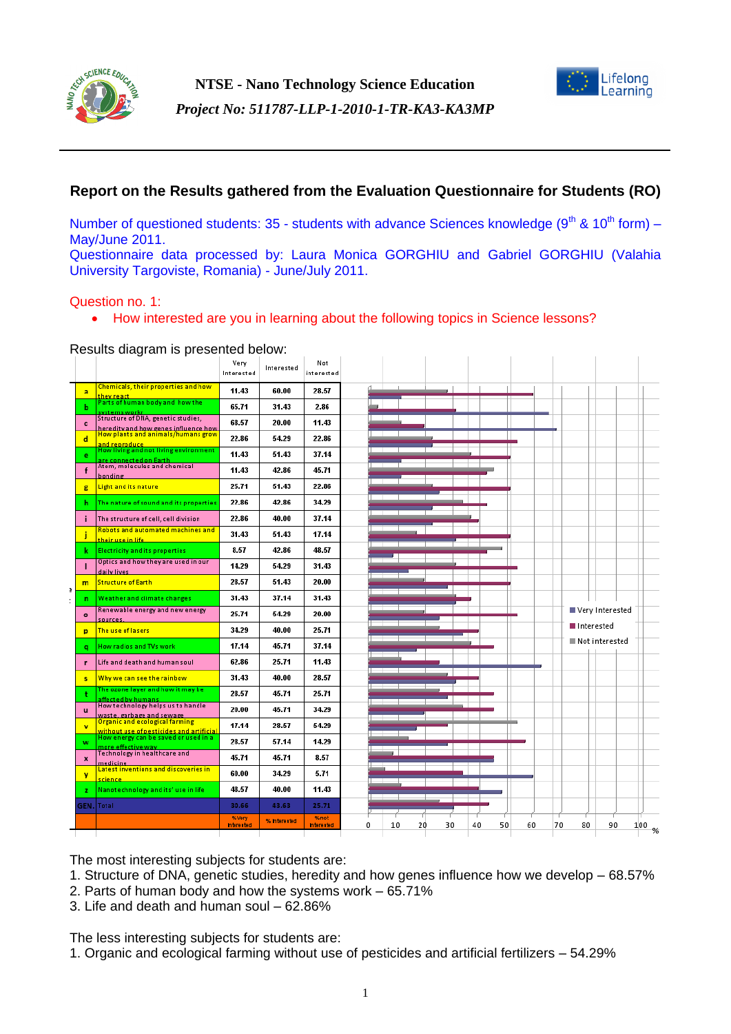**NTSE - Nano Technology Science Education**

***Project No: 511787-LLP-1-2010-1-TR-KA3-KA3MP***

## Report on the Results gathered from the Evaluation Questionnaire for Students (RO)

Number of questioned students: 35 - students with advance Sciences knowledge ($9^{th}$ & $10^{th}$ form) – May/June 2011.

Questionnaire data processed by: Laura Monica GORGHIU and Gabriel GORGHIU (Valahia University Targoviste, Romania) - June/July 2011.

Question no. 1:

- How interested are you in learning about the following topics in Science lessons?

Results diagram is presented below:

| | | Very Interested | Interested | Not interested |
|---|---|---|---|---|
| a | Chemicals, their properties and how they react | 11.43 | 60.00 | 28.57 |
| b | Parts of human body and how the systems work | 65.71 | 31.43 | 2.86 |
| c | Structure of DNA, genetic studies, heredity and how genes influence how | 68.57 | 20.00 | 11.43 |
| d | How plants and animals/humans grow and reproduce | 22.86 | 54.29 | 22.86 |
| e | How living and not living environment are connected on Earth | 11.43 | 51.43 | 37.14 |
| f | Atom, molecules and chemical bonding | 11.43 | 42.86 | 45.71 |
| g | Light and its nature | 25.71 | 51.43 | 22.86 |
| h | The nature of sound and its properties | 22.86 | 42.86 | 34.29 |
| i | The structure of cell, cell division | 22.86 | 40.00 | 37.14 |
| j | Robots and automated machines and their use in life | 31.43 | 51.43 | 17.14 |
| k | Electricity and its properties | 8.57 | 42.86 | 48.57 |
| l | Optics and how they are used in our daily lives | 14.29 | 54.29 | 31.43 |
| m | Structure of Earth | 28.57 | 51.43 | 20.00 |
| n | Weather and climate changes | 31.43 | 37.14 | 31.43 |
| o | Renewable energy and new energy sources | 25.71 | 54.29 | 20.00 |
| p | The use of lasers | 34.29 | 40.00 | 25.71 |
| q | How radios and TVs work | 17.14 | 45.71 | 37.14 |
| r | Life and death and human soul | 62.86 | 25.71 | 11.43 |
| s | Why we can see the rainbow | 31.43 | 40.00 | 28.57 |
| t | The ozone layer and how it may be affected by humans | 28.57 | 45.71 | 25.71 |
| u | How technology helps us to handle waste, garbage and sewage | 20.00 | 45.71 | 34.29 |
| v | Organic and ecological farming without use of pesticides and artificial | 17.14 | 28.57 | 54.29 |
| w | How energy can be saved or used in a more effective way | 28.57 | 57.14 | 14.29 |
| x | Technology in healthcare and medicine | 45.71 | 45.71 | 8.57 |
| y | Latest inventions and discoveries in science | 60.00 | 34.29 | 5.71 |
| z | Nanotechnology and its' use in life | 48.57 | 40.00 | 11.43 |
| GEN. | Total | 30.66 | 43.63 | 25.71 |
| | | %Very Interested | % Interested | %not interested |

The most interesting subjects for students are:

1. Structure of DNA, genetic studies, heredity and how genes influence how we develop – 68.57%
2. Parts of human body and how the systems work – 65.71%
3. Life and death and human soul – 62.86%

The less interesting subjects for students are:

1. Organic and ecological farming without use of pesticides and artificial fertilizers – 54.29%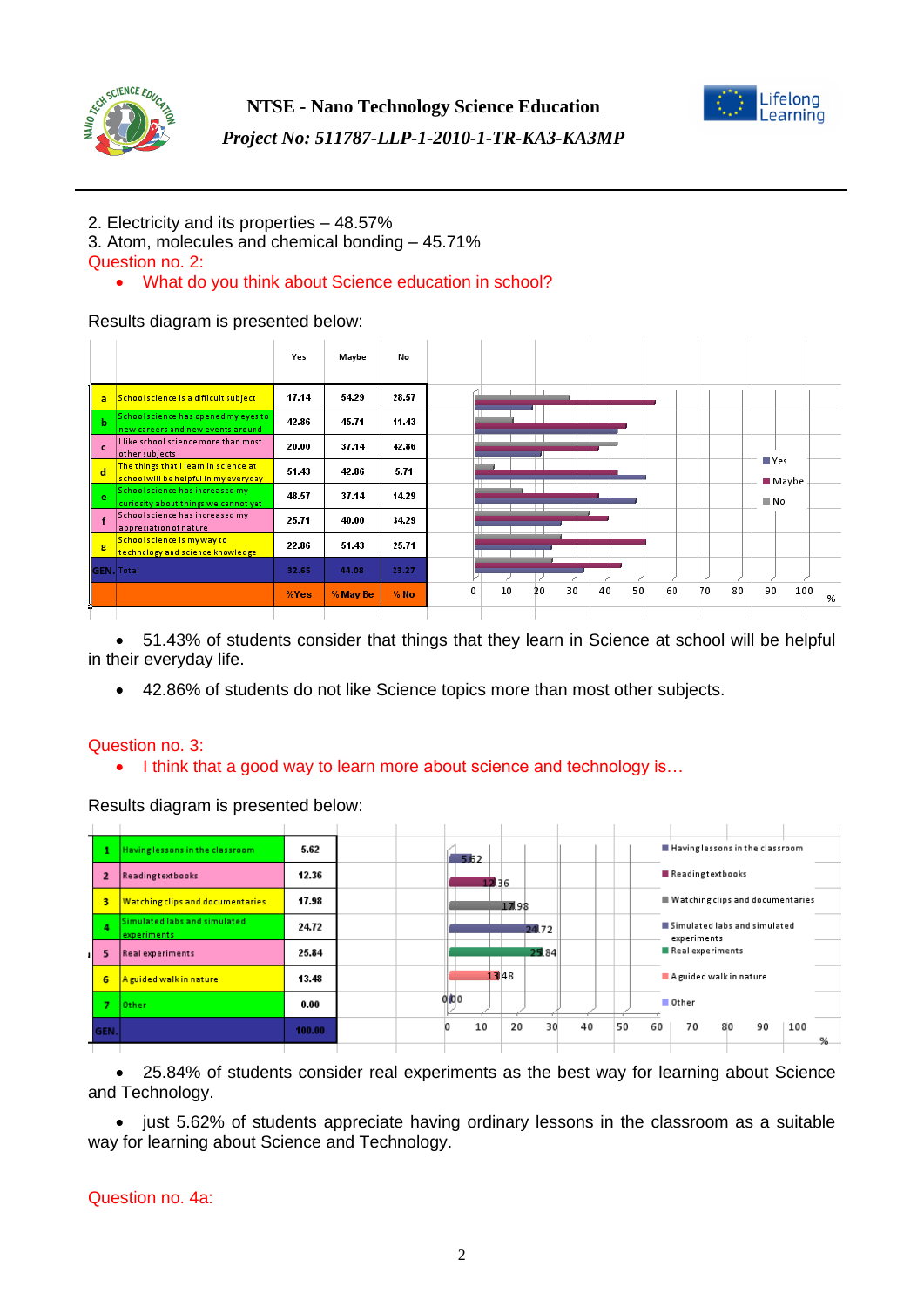2. Electricity and its properties – 48.57%
3. Atom, molecules and chemical bonding – 45.71%

Question no. 2:

- What do you think about Science education in school?

Results diagram is presented below:

| | | Yes | Maybe | No |
|---|---|---|---|---|
| a | School science is a difficult subject | 17.14 | 54.29 | 28.57 |
| b | School science has opened my eyes to new careers and new events around | 42.86 | 45.71 | 11.43 |
| c | I like school science more than most other subjects | 20.00 | 37.14 | 42.86 |
| d | The things that I learn in science at school will be helpful in my everyday | 51.43 | 42.86 | 5.71 |
| e | School science has increased my curiosity about things we cannot yet | 48.57 | 37.14 | 14.29 |
| f | School science has increased my appreciation of nature | 25.71 | 40.00 | 34.29 |
| g | School science is my way to technology and science knowledge | 22.86 | 51.43 | 25.71 |
| GEN. | Total | 32.65 | 44.08 | 23.27 |
| | | %Yes | % May Be | % No |

- 51.43% of students consider that things that they learn in Science at school will be helpful in their everyday life.
- 42.86% of students do not like Science topics more than most other subjects.

Question no. 3:

- I think that a good way to learn more about science and technology is…

Results diagram is presented below:

| | | |
|---|---|---|
| 1 | Having lessons in the classroom | 5.62 |
| 2 | Reading textbooks | 12.36 |
| 3 | Watching clips and documentaries | 17.98 |
| 4 | Simulated labs and simulated experiments | 24.72 |
| 5 | Real experiments | 25.84 |
| 6 | A guided walk in nature | 13.48 |
| 7 | Other | 0.00 |
| GEN. | | 100.00 |

- 25.84% of students consider real experiments as the best way for learning about Science and Technology.
- just 5.62% of students appreciate having ordinary lessons in the classroom as a suitable way for learning about Science and Technology.

Question no. 4a: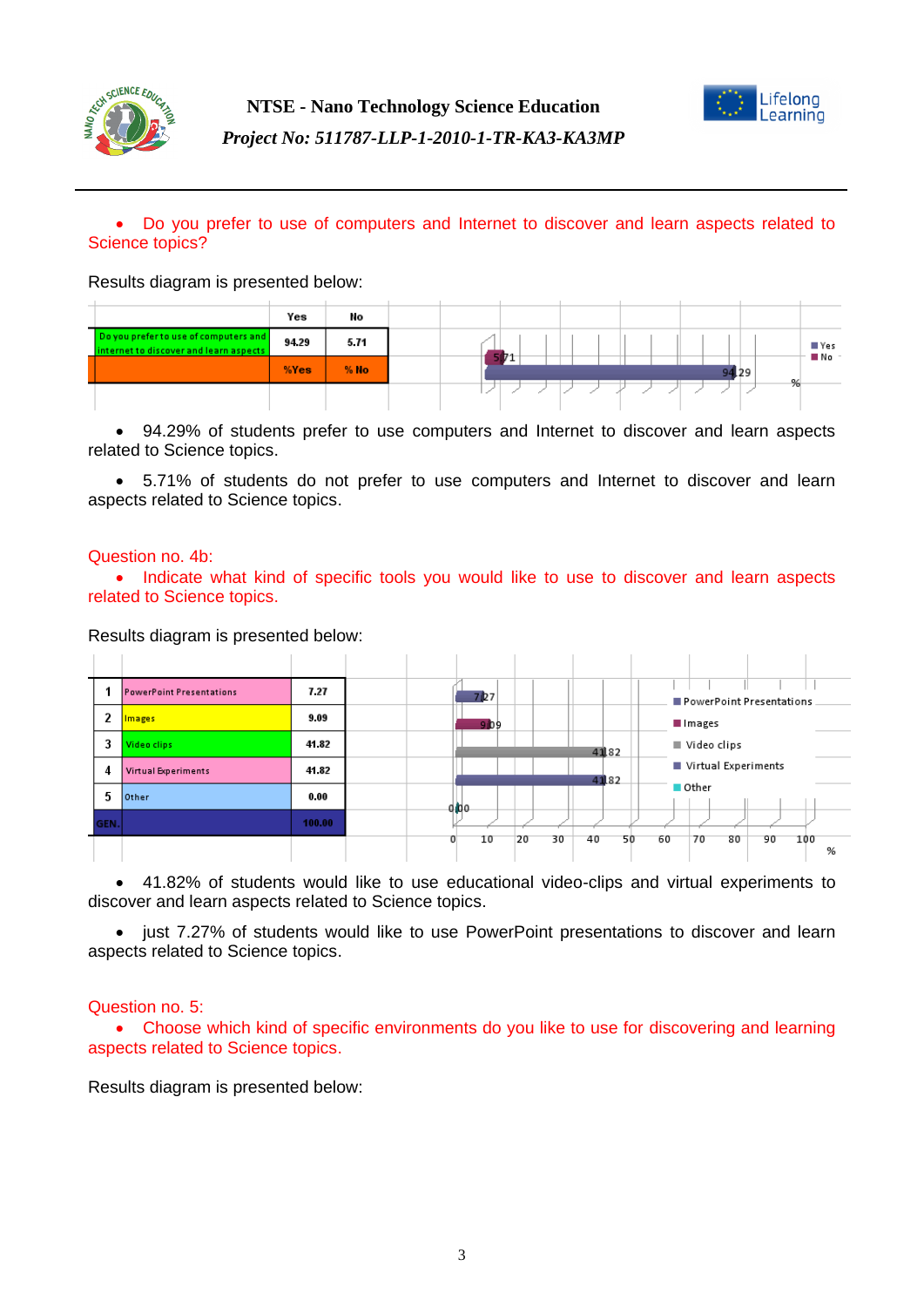- Do you prefer to use of computers and Internet to discover and learn aspects related to Science topics?

Results diagram is presented below:

| | Yes | No |
|---|---|---|
| Do you prefer to use of computers and internet to discover and learn aspects | 94.29 | 5.71 |
| | %Yes | % No |

- 94.29% of students prefer to use computers and Internet to discover and learn aspects related to Science topics.

- 5.71% of students do not prefer to use computers and Internet to discover and learn aspects related to Science topics.

Question no. 4b:

- Indicate what kind of specific tools you would like to use to discover and learn aspects related to Science topics.

Results diagram is presented below:

| | | |
|---|---|---|
| 1 | PowerPoint Presentations | 7.27 |
| 2 | Images | 9.09 |
| 3 | Video clips | 41.82 |
| 4 | Virtual Experiments | 41.82 |
| 5 | Other | 0.00 |
| GEN. | | 100.00 |

- 41.82% of students would like to use educational video-clips and virtual experiments to discover and learn aspects related to Science topics.

- just 7.27% of students would like to use PowerPoint presentations to discover and learn aspects related to Science topics.

Question no. 5:

- Choose which kind of specific environments do you like to use for discovering and learning aspects related to Science topics.

Results diagram is presented below: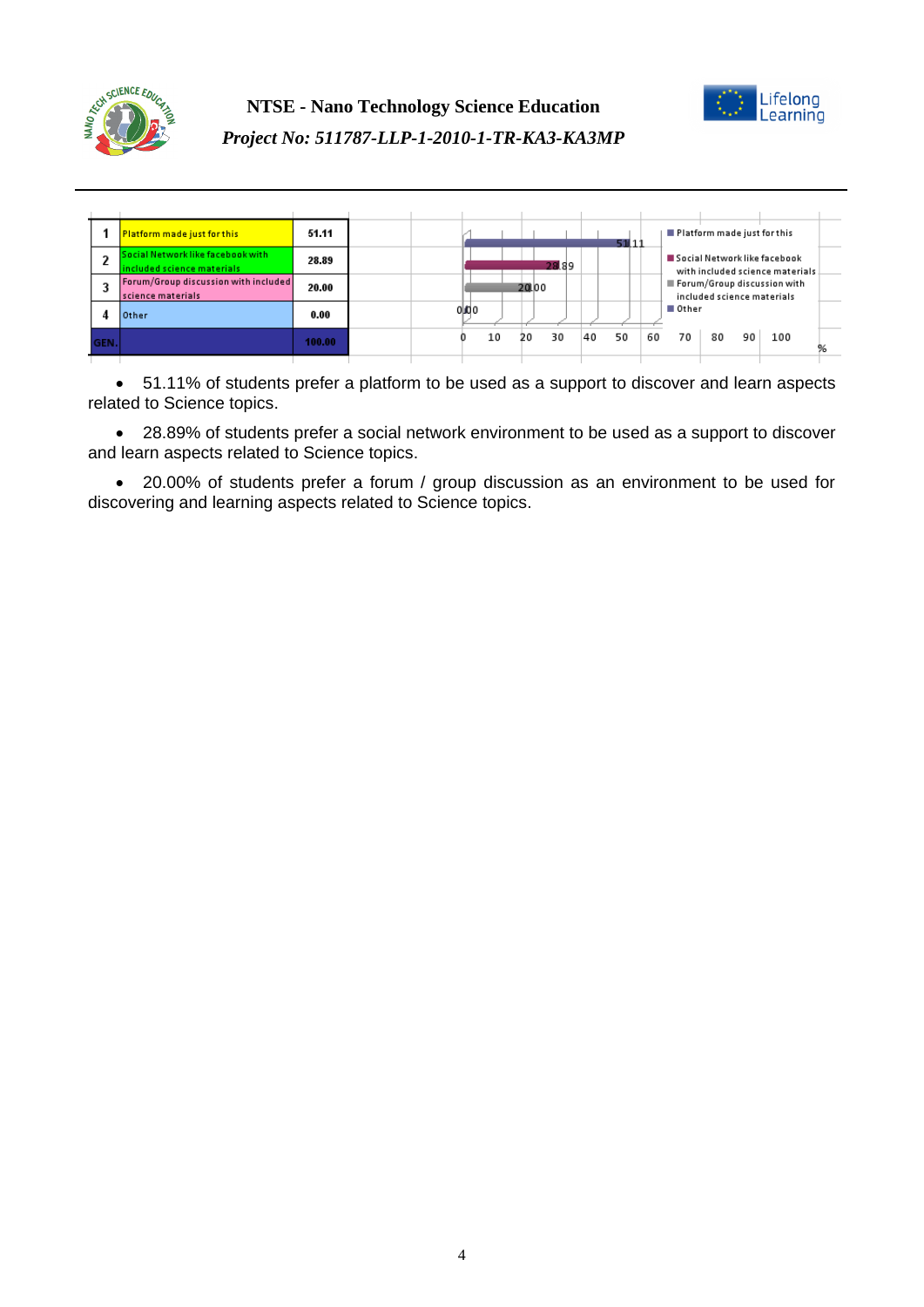| | | |
|---|---|---|
| 1 | Platform made just for this | 51.11 |
| 2 | Social Network like facebook with included science materials | 28.89 |
| 3 | Forum/Group discussion with included science materials | 20.00 |
| 4 | Other | 0.00 |
| GEN. | | 100.00 |

51.11
28.89
20.00
0.00
0 10 20 30 40 50 60 70 80 90 100
%
Platform made just for this
Social Network like facebook with included science materials
Forum/Group discussion with included science materials
Other

- 51.11% of students prefer a platform to be used as a support to discover and learn aspects related to Science topics.
- 28.89% of students prefer a social network environment to be used as a support to discover and learn aspects related to Science topics.
- 20.00% of students prefer a forum / group discussion as an environment to be used for discovering and learning aspects related to Science topics.